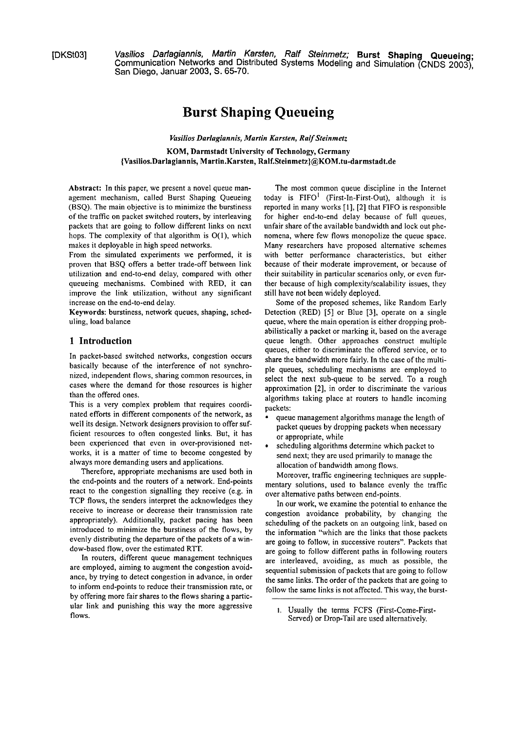[DKSt03] *Vasilios Darlagiannis, Martin Karsten, Ralf Steinmetz;* **Burst Shaping Queueing;** Communication Networks and Distributed Systems Modeling and Simulation (CNDS 2003), San Diego, Januar 2003, S. 65-70.

# Burst Shaping Queueing

*Vasilios Darlagiannis, Martin Karsten, Ralf Steinmetz*

**KOM, Darmstadt University of Technology, Germany**
**{Vasilios.Darlagiannis, Martin.Karsten, Ralf.Steinmetz}@KOM.tu-darmstadt.de**

**Abstract:** In this paper, we present a novel queue management mechanism, called Burst Shaping Queueing (BSQ). The main objective is to minimize the burstiness of the traffic on packet switched routers, by interleaving packets that are going to follow different links on next hops. The complexity of that algorithm is O(1), which makes it deployable in high speed networks.

From the simulated experiments we performed, it is proven that BSQ offers a better trade-off between link utilization and end-to-end delay, compared with other queueing mechanisms. Combined with RED, it can improve the link utilization, without any significant increase on the end-to-end delay.

**Keywords:** burstiness, network queues, shaping, scheduling, load balance

## 1 Introduction

In packet-based switched networks, congestion occurs basically because of the interference of not synchronized, independent flows, sharing common resources, in cases where the demand for those resources is higher than the offered ones.

This is a very complex problem that requires coordinated efforts in different components of the network, as well its design. Network designers provision to offer sufficient resources to often congested links. But, it has been experienced that even in over-provisioned networks, it is a matter of time to become congested by always more demanding users and applications.

Therefore, appropriate mechanisms are used both in the end-points and the routers of a network. End-points react to the congestion signalling they receive (e.g. in TCP flows, the senders interpret the acknowledges they receive to increase or decrease their transmission rate appropriately). Additionally, packet pacing has been introduced to minimize the burstiness of the flows, by evenly distributing the departure of the packets of a window-based flow, over the estimated RTT.

In routers, different queue management techniques are employed, aiming to augment the congestion avoidance, by trying to detect congestion in advance, in order to inform end-points to reduce their transmission rate, or by offering more fair shares to the flows sharing a particular link and punishing this way the more aggressive flows.

The most common queue discipline in the Internet today is FIFO[1] (First-In-First-Out), although it is reported in many works [1], [2] that FIFO is responsible for higher end-to-end delay because of full queues, unfair share of the available bandwidth and lock out phenomena, where few flows monopolize the queue space. Many researchers have proposed alternative schemes with better performance characteristics, but either because of their moderate improvement, or because of their suitability in particular scenarios only, or even further because of high complexity/scalability issues, they still have not been widely deployed.

Some of the proposed schemes, like Random Early Detection (RED) [5] or Blue [3], operate on a single queue, where the main operation is either dropping probabilistically a packet or marking it, based on the average queue length. Other approaches construct multiple queues, either to discriminate the offered service, or to share the bandwidth more fairly. In the case of the multiple queues, scheduling mechanisms are employed to select the next sub-queue to be served. To a rough approximation [2], in order to discriminate the various algorithms taking place at routers to handle incoming packets:

- queue management algorithms manage the length of packet queues by dropping packets when necessary or appropriate, while
- scheduling algorithms determine which packet to send next; they are used primarily to manage the allocation of bandwidth among flows.

Moreover, traffic engineering techniques are supplementary solutions, used to balance evenly the traffic over alternative paths between end-points.

In our work, we examine the potential to enhance the congestion avoidance probability, by changing the scheduling of the packets on an outgoing link, based on the information "which are the links that those packets are going to follow, in successive routers". Packets that are going to follow different paths in following routers are interleaved, avoiding, as much as possible, the sequential submission of packets that are going to follow the same links. The order of the packets that are going to follow the same links is not affected. This way, the burst-

1. Usually the terms FCFS (First-Come-First-Served) or Drop-Tail are used alternatively.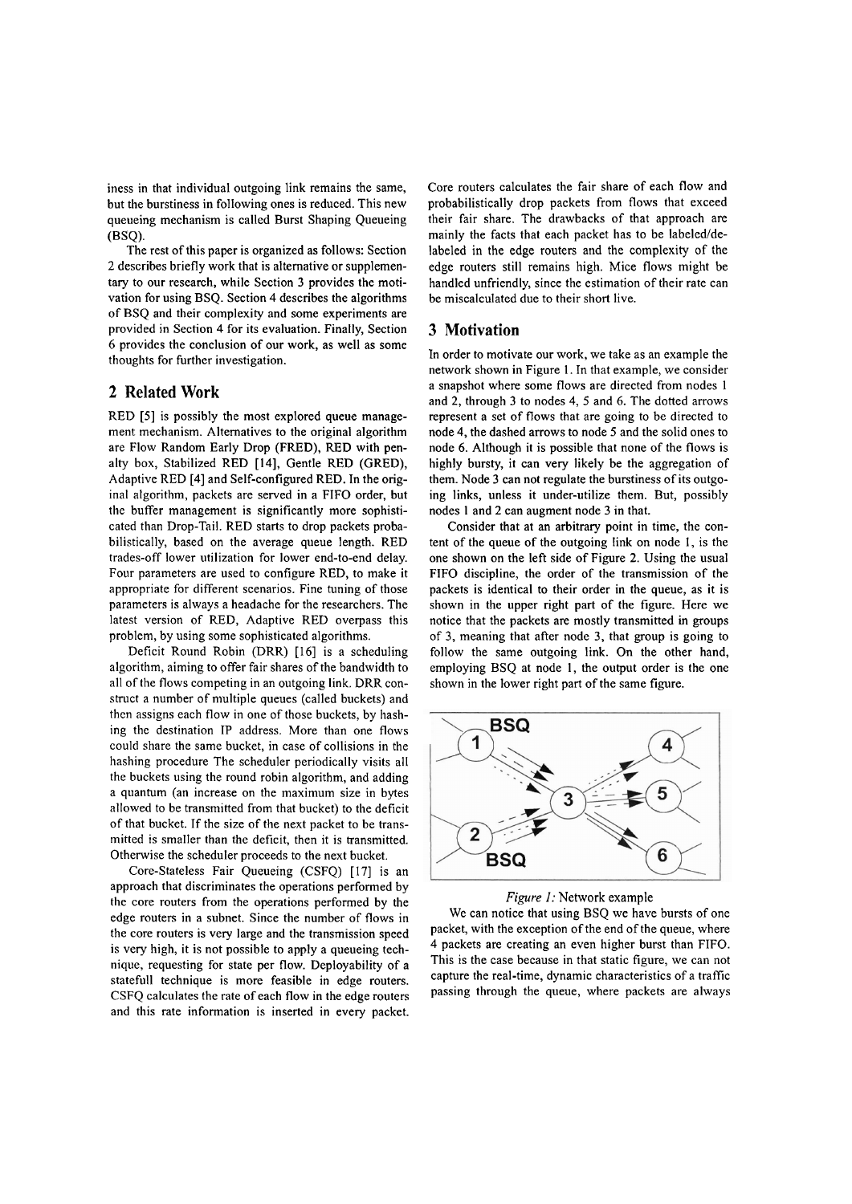iness in that individual outgoing link remains the same, but the burstiness in following ones is reduced. This new queueing mechanism is called Burst Shaping Queueing (BSQ).

The rest of this paper is organized as follows: Section 2 describes briefly work that is alternative or supplementary to our research, while Section 3 provides the motivation for using BSQ. Section 4 describes the algorithms of BSQ and their complexity and some experiments are provided in Section 4 for its evaluation. Finally, Section 6 provides the conclusion of our work, as well as some thoughts for further investigation.

## 2 Related Work

RED [5] is possibly the most explored queue management mechanism. Alternatives to the original algorithm are Flow Random Early Drop (FRED), RED with penalty box, Stabilized RED [14], Gentle RED (GRED), Adaptive RED [4] and Self-configured RED. In the original algorithm, packets are served in a FIFO order, but the buffer management is significantly more sophisticated than Drop-Tail. RED starts to drop packets probabilistically, based on the average queue length. RED trades-off lower utilization for lower end-to-end delay. Four parameters are used to configure RED, to make it appropriate for different scenarios. Fine tuning of those parameters is always a headache for the researchers. The latest version of RED, Adaptive RED overpass this problem, by using some sophisticated algorithms.

Deficit Round Robin (DRR) [16] is a scheduling algorithm, aiming to offer fair shares of the bandwidth to all of the flows competing in an outgoing link. DRR construct a number of multiple queues (called buckets) and then assigns each flow in one of those buckets, by hashing the destination IP address. More than one flows could share the same bucket, in case of collisions in the hashing procedure The scheduler periodically visits all the buckets using the round robin algorithm, and adding a quantum (an increase on the maximum size in bytes allowed to be transmitted from that bucket) to the deficit of that bucket. If the size of the next packet to be transmitted is smaller than the deficit, then it is transmitted. Otherwise the scheduler proceeds to the next bucket.

Core-Stateless Fair Queueing (CSFQ) [17] is an approach that discriminates the operations performed by the core routers from the operations performed by the edge routers in a subnet. Since the number of flows in the core routers is very large and the transmission speed is very high, it is not possible to apply a queueing technique, requesting for state per flow. Deployability of a statefull technique is more feasible in edge routers. CSFQ calculates the rate of each flow in the edge routers and this rate information is inserted in every packet. Core routers calculates the fair share of each flow and probabilistically drop packets from flows that exceed their fair share. The drawbacks of that approach are mainly the facts that each packet has to be labeled/de-labeled in the edge routers and the complexity of the edge routers still remains high. Mice flows might be handled unfriendly, since the estimation of their rate can be miscalculated due to their short live.

## 3 Motivation

In order to motivate our work, we take as an example the network shown in Figure 1. In that example, we consider a snapshot where some flows are directed from nodes 1 and 2, through 3 to nodes 4, 5 and 6. The dotted arrows represent a set of flows that are going to be directed to node 4, the dashed arrows to node 5 and the solid ones to node 6. Although it is possible that none of the flows is highly bursty, it can very likely be the aggregation of them. Node 3 can not regulate the burstiness of its outgoing links, unless it under-utilize them. But, possibly nodes 1 and 2 can augment node 3 in that.

Consider that at an arbitrary point in time, the content of the queue of the outgoing link on node 1, is the one shown on the left side of Figure 2. Using the usual FIFO discipline, the order of the transmission of the packets is identical to their order in the queue, as it is shown in the upper right part of the figure. Here we notice that the packets are mostly transmitted in groups of 3, meaning that after node 3, that group is going to follow the same outgoing link. On the other hand, employing BSQ at node 1, the output order is the one shown in the lower right part of the same figure.

*Figure 1:* Network example

We can notice that using BSQ we have bursts of one packet, with the exception of the end of the queue, where 4 packets are creating an even higher burst than FIFO. This is the case because in that static figure, we can not capture the real-time, dynamic characteristics of a traffic passing through the queue, where packets are always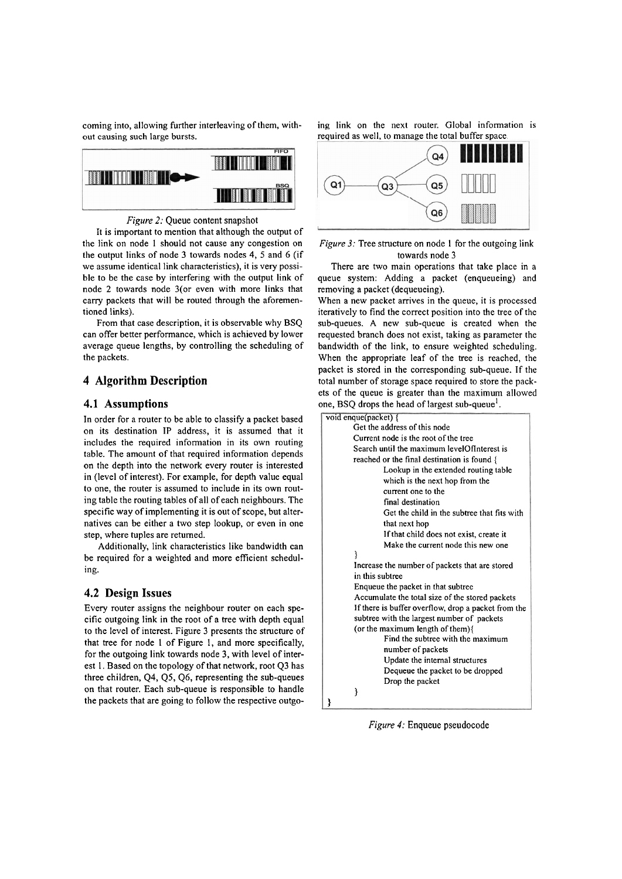coming into, allowing further interleaving of them, without causing such large bursts.

*Figure 2:* Queue content snapshot

It is important to mention that although the output of the link on node 1 should not cause any congestion on the output links of node 3 towards nodes 4, 5 and 6 (if we assume identical link characteristics), it is very possible to be the case by interfering with the output link of node 2 towards node 3(or even with more links that carry packets that will be routed through the aforementioned links).

From that case description, it is observable why BSQ can offer better performance, which is achieved by lower average queue lengths, by controlling the scheduling of the packets.

## 4 Algorithm Description

### 4.1 Assumptions

In order for a router to be able to classify a packet based on its destination IP address, it is assumed that it includes the required information in its own routing table. The amount of that required information depends on the depth into the network every router is interested in (level of interest). For example, for depth value equal to one, the router is assumed to include in its own routing table the routing tables of all of each neighbours. The specific way of implementing it is out of scope, but alternatives can be either a two step lookup, or even in one step, where tuples are returned.

Additionally, link characteristics like bandwidth can be required for a weighted and more efficient scheduling.

### 4.2 Design Issues

Every router assigns the neighbour router on each specific outgoing link in the root of a tree with depth equal to the level of interest. Figure 3 presents the structure of that tree for node 1 of Figure 1, and more specifically, for the outgoing link towards node 3, with level of interest 1. Based on the topology of that network, root Q3 has three children, Q4, Q5, Q6, representing the sub-queues on that router. Each sub-queue is responsible to handle the packets that are going to follow the respective outgoing link on the next router. Global information is required as well, to manage the total buffer space.

*Figure 3:* Tree structure on node 1 for the outgoing link towards node 3

There are two main operations that take place in a queue system: Adding a packet (enqueueing) and removing a packet (dequeueing).

When a new packet arrives in the queue, it is processed iteratively to find the correct position into the tree of the sub-queues. A new sub-queue is created when the requested branch does not exist, taking as parameter the bandwidth of the link, to ensure weighted scheduling. When the appropriate leaf of the tree is reached, the packet is stored in the corresponding sub-queue. If the total number of storage space required to store the packets of the queue is greater than the maximum allowed one, BSQ drops the head of largest sub-queue[1].

```
void enque(packet) {
        Get the address of this node
        Current node is the root of the tree
        Search until the maximum levelOfInterest is
        reached or the final destination is found {
                Lookup in the extended routing table
                which is the next hop from the
                current one to the
                final destination
                Get the child in the subtree that fits with
                that next hop
                If that child does not exist, create it
                Make the current node this new one
        }
        Increase the number of packets that are stored
        in this subtree
        Enqueue the packet in that subtree
        Accumulate the total size of the stored packets
        If there is buffer overflow, drop a packet from the
        subtree with the largest number of packets
        (or the maximum length of them){
                Find the subtree with the maximum
                number of packets
                Update the internal structures
                Dequeue the packet to be dropped
                Drop the packet
        }
}
```

*Figure 4:* Enqueue pseudocode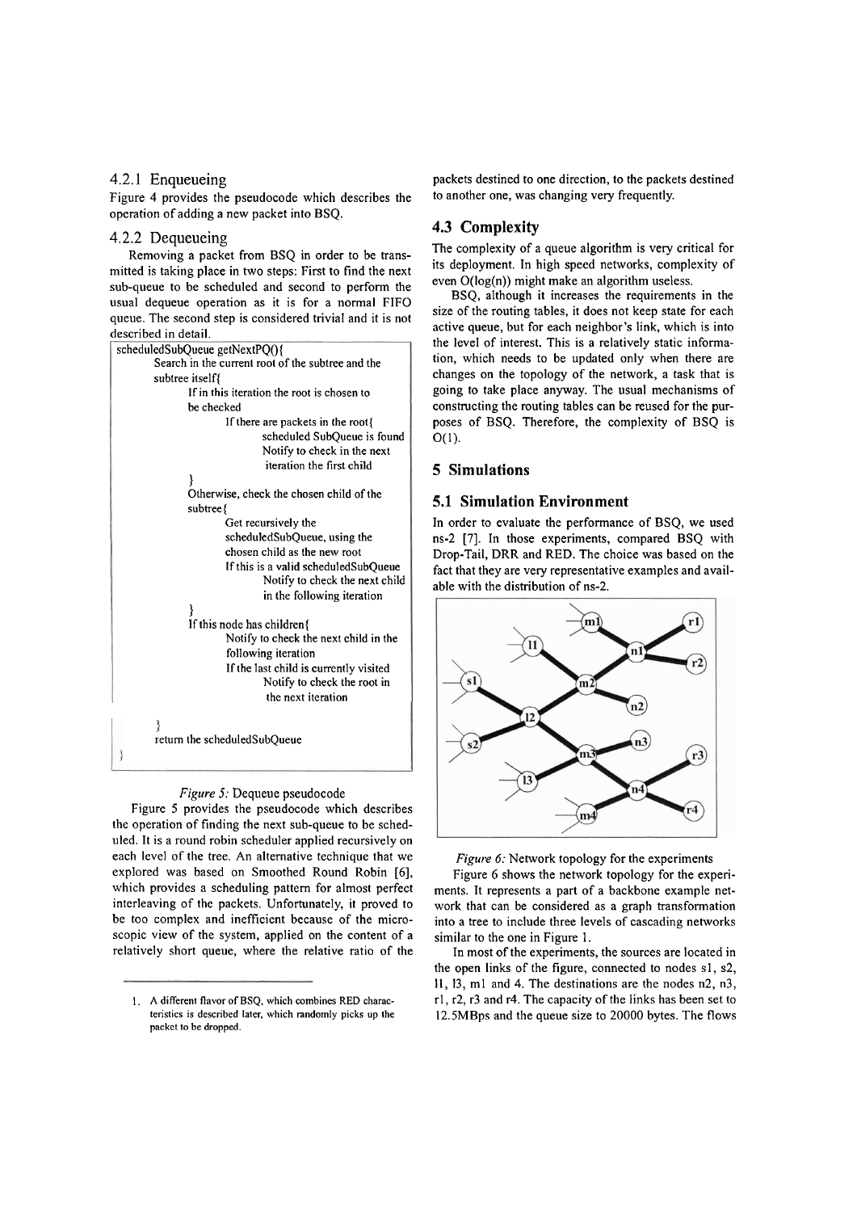### 4.2.1 Enqueueing

Figure 4 provides the pseudocode which describes the operation of adding a new packet into BSQ.

### 4.2.2 Dequeueing

Removing a packet from BSQ in order to be transmitted is taking place in two steps: First to find the next sub-queue to be scheduled and second to perform the usual dequeue operation as it is for a normal FIFO queue. The second step is considered trivial and it is not described in detail.

```
scheduledSubQueue getNextPQ(){
        Search in the current root of the subtree and the
        subtree itself{
                If in this iteration the root is chosen to
                be checked
                        If there are packets in the root{
                                scheduled SubQueue is found
                                Notify to check in the next
                                iteration the first child
                }
                Otherwise, check the chosen child of the
                subtree{
                        Get recursively the
                        scheduledSubQueue, using the
                        chosen child as the new root
                        If this is a valid scheduledSubQueue
                                Notify to check the next child
                                in the following iteration
                }
                If this node has children{
                        Notify to check the next child in the
                        following iteration
                        If the last child is currently visited
                                Notify to check the root in
                                the next iteration

        }
        return the scheduledSubQueue
}
```

*Figure 5:* Dequeue pseudocode

Figure 5 provides the pseudocode which describes the operation of finding the next sub-queue to be scheduled. It is a round robin scheduler applied recursively on each level of the tree. An alternative technique that we explored was based on Smoothed Round Robin [6], which provides a scheduling pattern for almost perfect interleaving of the packets. Unfortunately, it proved to be too complex and inefficient because of the microscopic view of the system, applied on the content of a relatively short queue, where the relative ratio of the packets destined to one direction, to the packets destined to another one, was changing very frequently.

1. A different flavor of BSQ, which combines RED characteristics is described later, which randomly picks up the packet to be dropped.

## 4.3 Complexity

The complexity of a queue algorithm is very critical for its deployment. In high speed networks, complexity of even O(log(n)) might make an algorithm useless.

BSQ, although it increases the requirements in the size of the routing tables, it does not keep state for each active queue, but for each neighbor's link, which is into the level of interest. This is a relatively static information, which needs to be updated only when there are changes on the topology of the network, a task that is going to take place anyway. The usual mechanisms of constructing the routing tables can be reused for the purposes of BSQ. Therefore, the complexity of BSQ is O(1).

# 5 Simulations

## 5.1 Simulation Environment

In order to evaluate the performance of BSQ, we used ns-2 [7]. In those experiments, compared BSQ with Drop-Tail, DRR and RED. The choice was based on the fact that they are very representative examples and available with the distribution of ns-2.

*Figure 6:* Network topology for the experiments

Figure 6 shows the network topology for the experiments. It represents a part of a backbone example network that can be considered as a graph transformation into a tree to include three levels of cascading networks similar to the one in Figure 1.

In most of the experiments, the sources are located in the open links of the figure, connected to nodes s1, s2, l1, l3, m1 and 4. The destinations are the nodes n2, n3, r1, r2, r3 and r4. The capacity of the links has been set to 12.5MBps and the queue size to 20000 bytes. The flows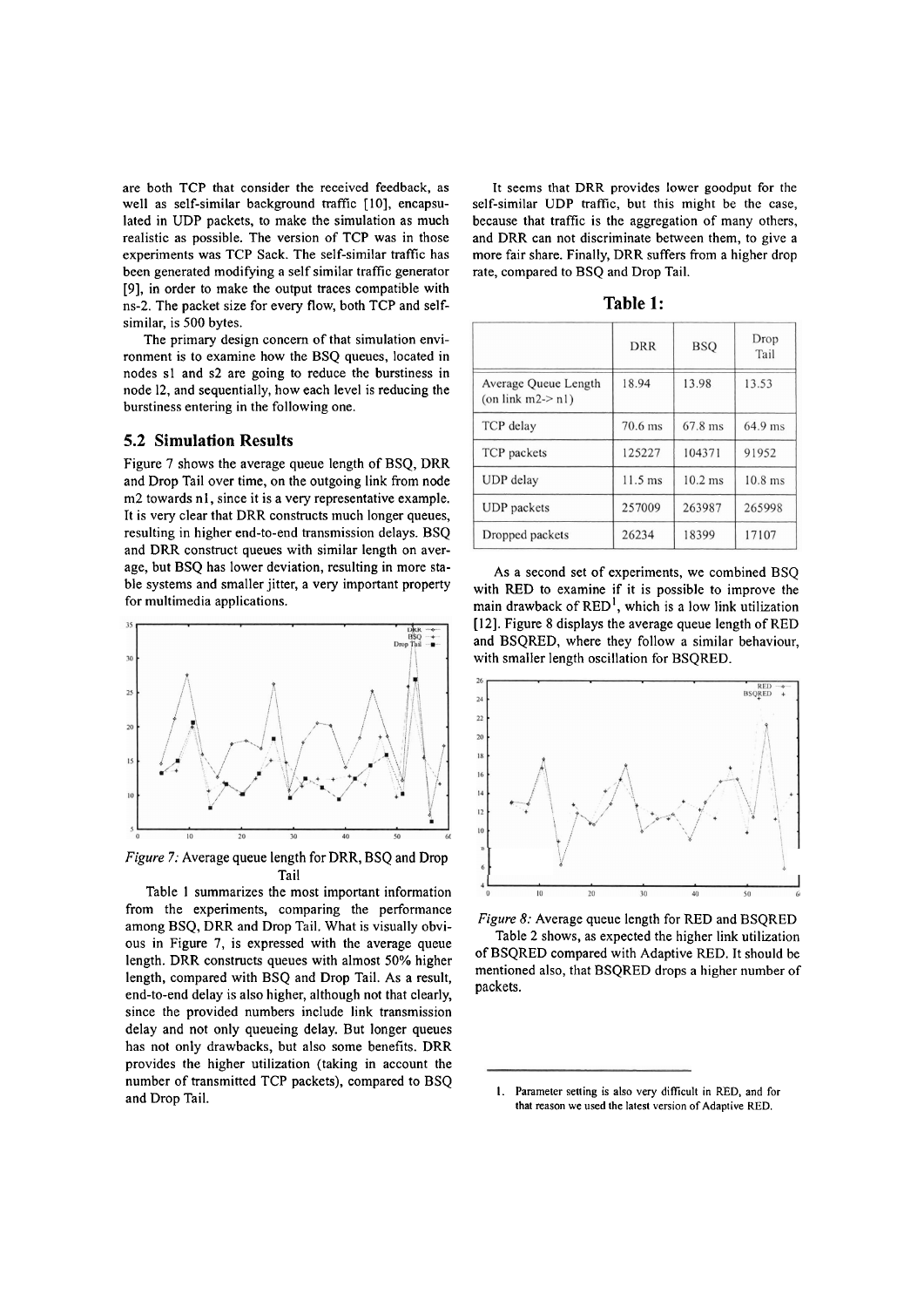are both TCP that consider the received feedback, as well as self-similar background traffic [10], encapsulated in UDP packets, to make the simulation as much realistic as possible. The version of TCP was in those experiments was TCP Sack. The self-similar traffic has been generated modifying a self similar traffic generator [9], in order to make the output traces compatible with ns-2. The packet size for every flow, both TCP and self-similar, is 500 bytes.

The primary design concern of that simulation environment is to examine how the BSQ queues, located in nodes s1 and s2 are going to reduce the burstiness in node l2, and sequentially, how each level is reducing the burstiness entering in the following one.

### 5.2 Simulation Results

Figure 7 shows the average queue length of BSQ, DRR and Drop Tail over time, on the outgoing link from node m2 towards n1, since it is a very representative example. It is very clear that DRR constructs much longer queues, resulting in higher end-to-end transmission delays. BSQ and DRR construct queues with similar length on average, but BSQ has lower deviation, resulting in more stable systems and smaller jitter, a very important property for multimedia applications.

*Figure 7:* Average queue length for DRR, BSQ and Drop Tail

Table 1 summarizes the most important information from the experiments, comparing the performance among BSQ, DRR and Drop Tail. What is visually obvious in Figure 7, is expressed with the average queue length. DRR constructs queues with almost 50% higher length, compared with BSQ and Drop Tail. As a result, end-to-end delay is also higher, although not that clearly, since the provided numbers include link transmission delay and not only queueing delay. But longer queues has not only drawbacks, but also some benefits. DRR provides the higher utilization (taking in account the number of transmitted TCP packets), compared to BSQ and Drop Tail.

It seems that DRR provides lower goodput for the self-similar UDP traffic, but this might be the case, because that traffic is the aggregation of many others, and DRR can not discriminate between them, to give a more fair share. Finally, DRR suffers from a higher drop rate, compared to BSQ and Drop Tail.

**Table 1:**

| | DRR | BSQ | Drop Tail |
|---|---|---|---|
| Average Queue Length (on link m2-> n1) | 18.94 | 13.98 | 13.53 |
| TCP delay | 70.6 ms | 67.8 ms | 64.9 ms |
| TCP packets | 125227 | 104371 | 91952 |
| UDP delay | 11.5 ms | 10.2 ms | 10.8 ms |
| UDP packets | 257009 | 263987 | 265998 |
| Dropped packets | 26234 | 18399 | 17107 |

As a second set of experiments, we combined BSQ with RED to examine if it is possible to improve the main drawback of RED[1], which is a low link utilization [12]. Figure 8 displays the average queue length of RED and BSQRED, where they follow a similar behaviour, with smaller length oscillation for BSQRED.

*Figure 8:* Average queue length for RED and BSQRED

Table 2 shows, as expected the higher link utilization of BSQRED compared with Adaptive RED. It should be mentioned also, that BSQRED drops a higher number of packets.

1. Parameter setting is also very difficult in RED, and for that reason we used the latest version of Adaptive RED.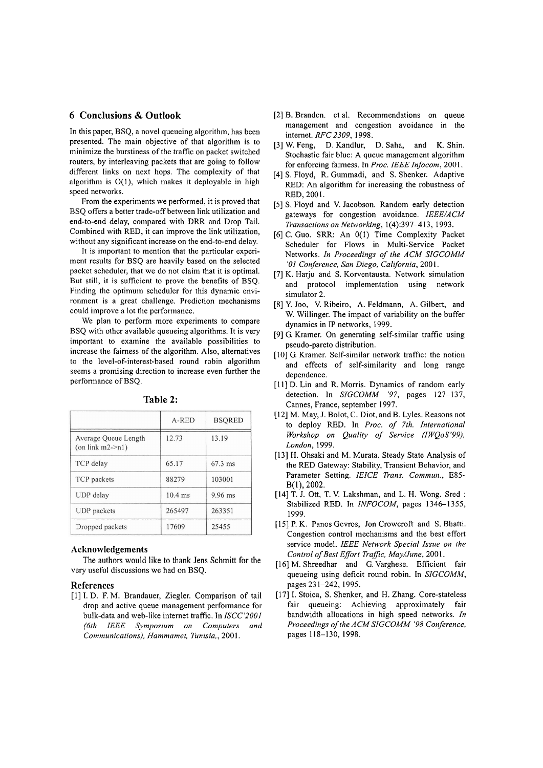## 6 Conclusions & Outlook

In this paper, BSQ, a novel queueing algorithm, has been presented. The main objective of that algorithm is to minimize the burstiness of the traffic on packet switched routers, by interleaving packets that are going to follow different links on next hops. The complexity of that algorithm is O(1), which makes it deployable in high speed networks.

From the experiments we performed, it is proved that BSQ offers a better trade-off between link utilization and end-to-end delay, compared with DRR and Drop Tail. Combined with RED, it can improve the link utilization, without any significant increase on the end-to-end delay.

It is important to mention that the particular experiment results for BSQ are heavily based on the selected packet scheduler, that we do not claim that it is optimal. But still, it is sufficient to prove the benefits of BSQ. Finding the optimum scheduler for this dynamic environment is a great challenge. Prediction mechanisms could improve a lot the performance.

We plan to perform more experiments to compare BSQ with other available queueing algorithms. It is very important to examine the available possibilities to increase the fairness of the algorithm. Also, alternatives to the level-of-interest-based round robin algorithm seems a promising direction to increase even further the performance of BSQ.

**Table 2:**

| | A-RED | BSQRED |
|---|---|---|
| Average Queue Length (on link m2->n1) | 12.73 | 13.19 |
| TCP delay | 65.17 | 67.3 ms |
| TCP packets | 88279 | 103001 |
| UDP delay | 10.4 ms | 9.96 ms |
| UDP packets | 265497 | 263351 |
| Dropped packets | 17609 | 25455 |

### Acknowledgements

The authors would like to thank Jens Schmitt for the very useful discussions we had on BSQ.

### References

[1] I. D. F. M. Brandauer, Ziegler. Comparison of tail drop and active queue management performance for bulk-data and web-like internet traffic. In *ISCC'2001 (6th IEEE Symposium on Computers and Communications), Hammamet, Tunisia,*, 2001.

[2] B. Branden. et al. Recommendations on queue management and congestion avoidance in the internet. *RFC 2309*, 1998.

[3] W. Feng, D. Kandlur, D. Saha, and K. Shin. Stochastic fair blue: A queue management algorithm for enforcing fairness. In *Proc. IEEE Infocom*, 2001.

[4] S. Floyd, R. Gummadi, and S. Shenker. Adaptive RED: An algorithm for increasing the robustness of RED, 2001.

[5] S. Floyd and V. Jacobson. Random early detection gateways for congestion avoidance. *IEEE/ACM Transactions on Networking*, 1(4):397–413, 1993.

[6] C. Guo. SRR: An 0(1) Time Complexity Packet Scheduler for Flows in Multi-Service Packet Networks. *In Proceedings of the ACM SIGCOMM '01 Conference, San Diego, California*, 2001.

[7] K. Harju and S. Korventausta. Network simulation and protocol implementation using network simulator 2.

[8] Y. Joo, V. Ribeiro, A. Feldmann, A. Gilbert, and W. Willinger. The impact of variability on the buffer dynamics in IP networks, 1999.

[9] G. Kramer. On generating self-similar traffic using pseudo-pareto distribution.

[10] G. Kramer. Self-similar network traffic: the notion and effects of self-similarity and long range dependence.

[11] D. Lin and R. Morris. Dynamics of random early detection. In *SIGCOMM '97*, pages 127–137, Cannes, France, september 1997.

[12] M. May, J. Bolot, C. Diot, and B. Lyles. Reasons not to deploy RED. In *Proc. of 7th. International Workshop on Quality of Service (IWQoS'99), London*, 1999.

[13] H. Ohsaki and M. Murata. Steady State Analysis of the RED Gateway: Stability, Transient Behavior, and Parameter Setting. *IEICE Trans. Commun.*, E85-B(1), 2002.

[14] T. J. Ott, T. V. Lakshman, and L. H. Wong. Sred : Stabilized RED. In *INFOCOM*, pages 1346–1355, 1999.

[15] P. K. Panos Gevros, Jon Crowcroft and S. Bhatti. Congestion control mechanisms and the best effort service model. *IEEE Network Special Issue on the Control of Best Effort Traffic, May/June*, 2001.

[16] M. Shreedhar and G. Varghese. Efficient fair queueing using deficit round robin. In *SIGCOMM*, pages 231–242, 1995.

[17] I. Stoica, S. Shenker, and H. Zhang. Core-stateless fair queueing: Achieving approximately fair bandwidth allocations in high speed networks. *In Proceedings of the ACM SIGCOMM '98 Conference*, pages 118–130, 1998.